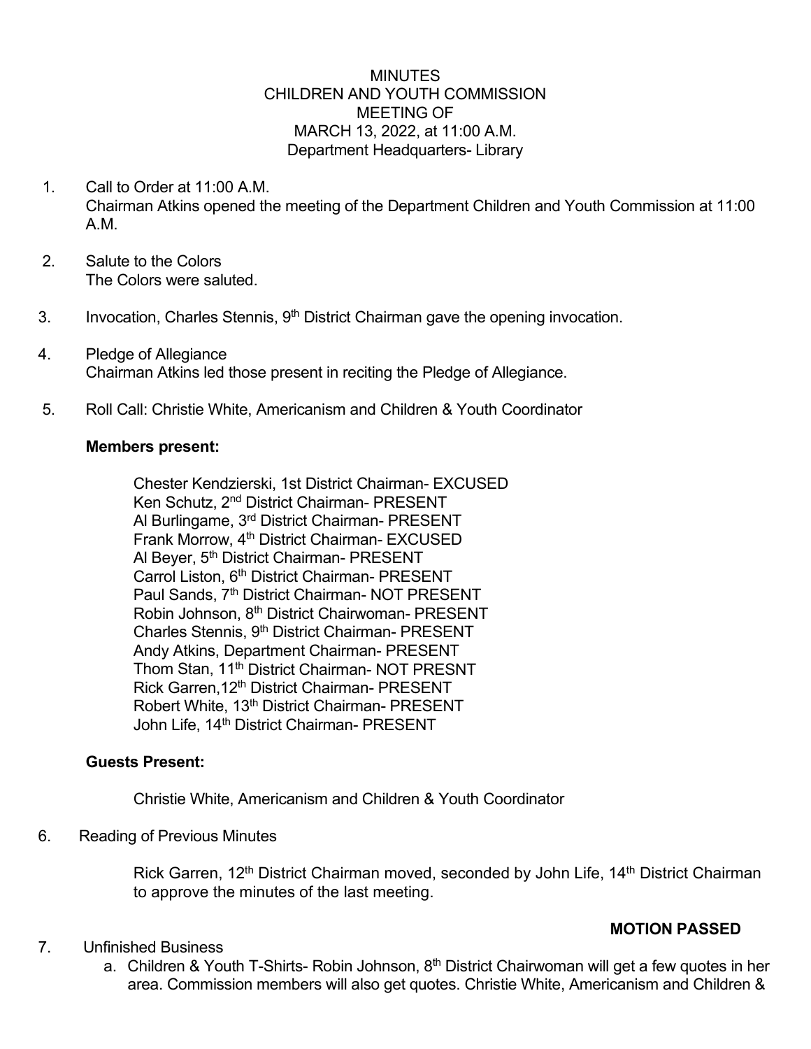# MINUTES
## CHILDREN AND YOUTH COMMISSION
## MEETING OF
## MARCH 13, 2022, at 11:00 A.M.
## Department Headquarters- Library

1. Call to Order at 11:00 A.M.
   Chairman Atkins opened the meeting of the Department Children and Youth Commission at 11:00 A.M.

2. Salute to the Colors
   The Colors were saluted.

3. Invocation, Charles Stennis, 9th District Chairman gave the opening invocation.

4. Pledge of Allegiance
   Chairman Atkins led those present in reciting the Pledge of Allegiance.

5. Roll Call: Christie White, Americanism and Children & Youth Coordinator

   **Members present:**

   Chester Kendzierski, 1st District Chairman- EXCUSED
   Ken Schutz, 2nd District Chairman- PRESENT
   Al Burlingame, 3rd District Chairman- PRESENT
   Frank Morrow, 4th District Chairman- EXCUSED
   Al Beyer, 5th District Chairman- PRESENT
   Carrol Liston, 6th District Chairman- PRESENT
   Paul Sands, 7th District Chairman- NOT PRESENT
   Robin Johnson, 8th District Chairwoman- PRESENT
   Charles Stennis, 9th District Chairman- PRESENT
   Andy Atkins, Department Chairman- PRESENT
   Thom Stan, 11th District Chairman- NOT PRESNT
   Rick Garren,12th District Chairman- PRESENT
   Robert White, 13th District Chairman- PRESENT
   John Life, 14th District Chairman- PRESENT

   **Guests Present:**

   Christie White, Americanism and Children & Youth Coordinator

6. Reading of Previous Minutes

   Rick Garren, 12th District Chairman moved, seconded by John Life, 14th District Chairman to approve the minutes of the last meeting.

   **MOTION PASSED**

7. Unfinished Business
   a. Children & Youth T-Shirts- Robin Johnson, 8th District Chairwoman will get a few quotes in her area. Commission members will also get quotes. Christie White, Americanism and Children &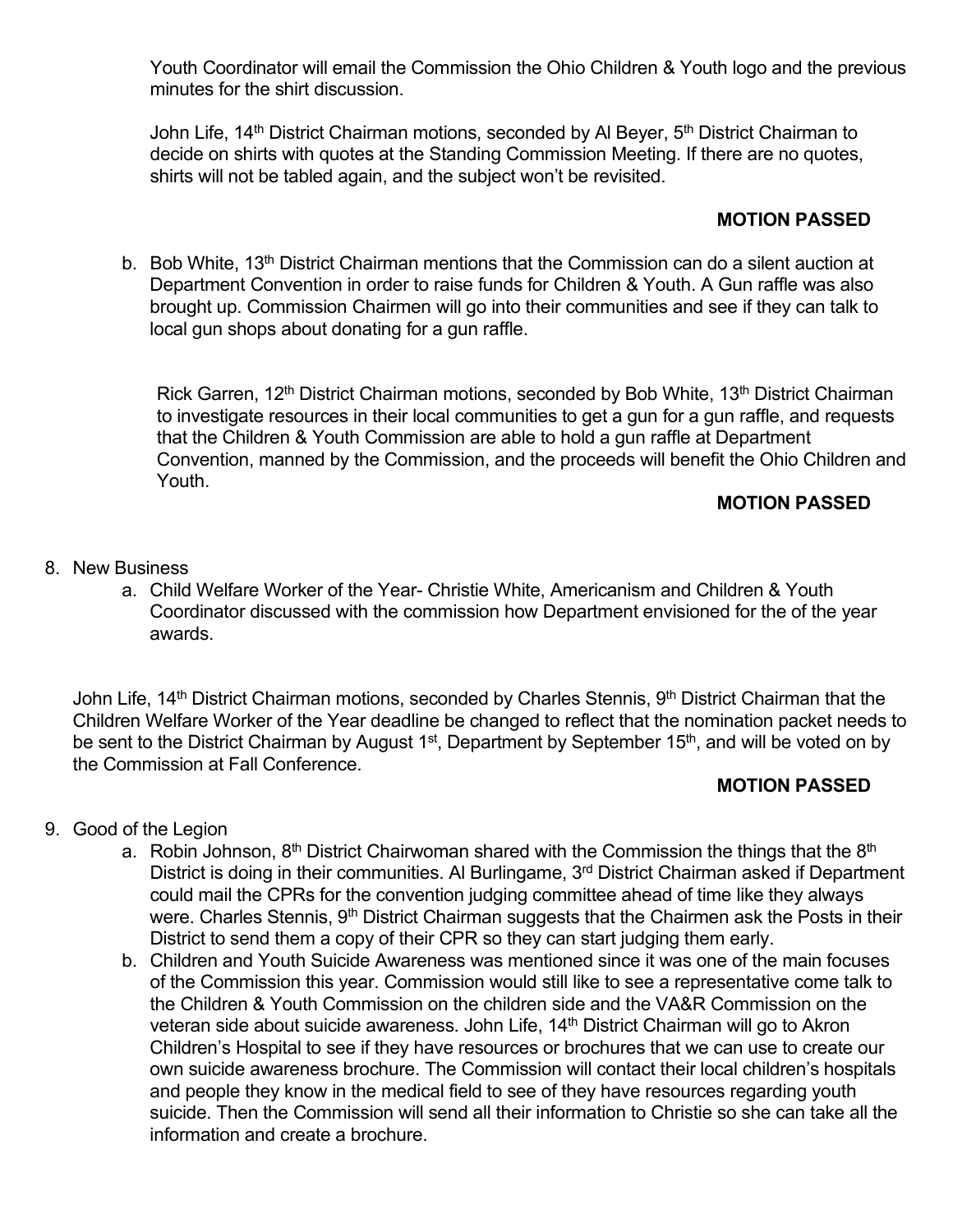Youth Coordinator will email the Commission the Ohio Children & Youth logo and the previous minutes for the shirt discussion.

John Life, 14th District Chairman motions, seconded by Al Beyer, 5th District Chairman to decide on shirts with quotes at the Standing Commission Meeting. If there are no quotes, shirts will not be tabled again, and the subject won't be revisited.

**MOTION PASSED**

b. Bob White, 13th District Chairman mentions that the Commission can do a silent auction at Department Convention in order to raise funds for Children & Youth. A Gun raffle was also brought up. Commission Chairmen will go into their communities and see if they can talk to local gun shops about donating for a gun raffle.

Rick Garren, 12th District Chairman motions, seconded by Bob White, 13th District Chairman to investigate resources in their local communities to get a gun for a gun raffle, and requests that the Children & Youth Commission are able to hold a gun raffle at Department Convention, manned by the Commission, and the proceeds will benefit the Ohio Children and Youth.

**MOTION PASSED**

8. New Business
   a. Child Welfare Worker of the Year- Christie White, Americanism and Children & Youth Coordinator discussed with the commission how Department envisioned for the of the year awards.

John Life, 14th District Chairman motions, seconded by Charles Stennis, 9th District Chairman that the Children Welfare Worker of the Year deadline be changed to reflect that the nomination packet needs to be sent to the District Chairman by August 1st, Department by September 15th, and will be voted on by the Commission at Fall Conference.

**MOTION PASSED**

9. Good of the Legion
   a. Robin Johnson, 8th District Chairwoman shared with the Commission the things that the 8th District is doing in their communities. Al Burlingame, 3rd District Chairman asked if Department could mail the CPRs for the convention judging committee ahead of time like they always were. Charles Stennis, 9th District Chairman suggests that the Chairmen ask the Posts in their District to send them a copy of their CPR so they can start judging them early.
   b. Children and Youth Suicide Awareness was mentioned since it was one of the main focuses of the Commission this year. Commission would still like to see a representative come talk to the Children & Youth Commission on the children side and the VA&R Commission on the veteran side about suicide awareness. John Life, 14th District Chairman will go to Akron Children's Hospital to see if they have resources or brochures that we can use to create our own suicide awareness brochure. The Commission will contact their local children's hospitals and people they know in the medical field to see of they have resources regarding youth suicide. Then the Commission will send all their information to Christie so she can take all the information and create a brochure.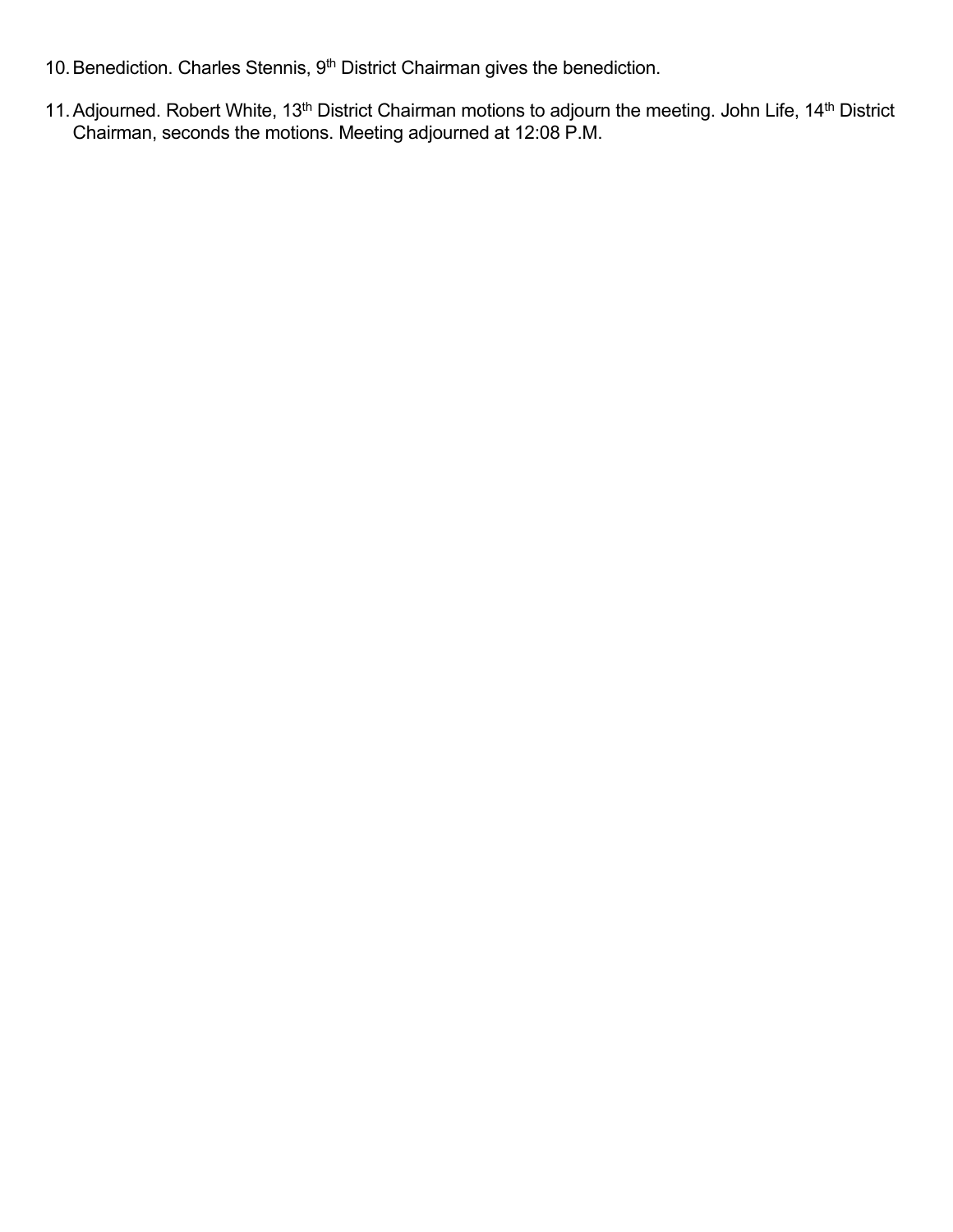10. Benediction. Charles Stennis, 9th District Chairman gives the benediction.

11. Adjourned. Robert White, 13th District Chairman motions to adjourn the meeting. John Life, 14th District Chairman, seconds the motions. Meeting adjourned at 12:08 P.M.